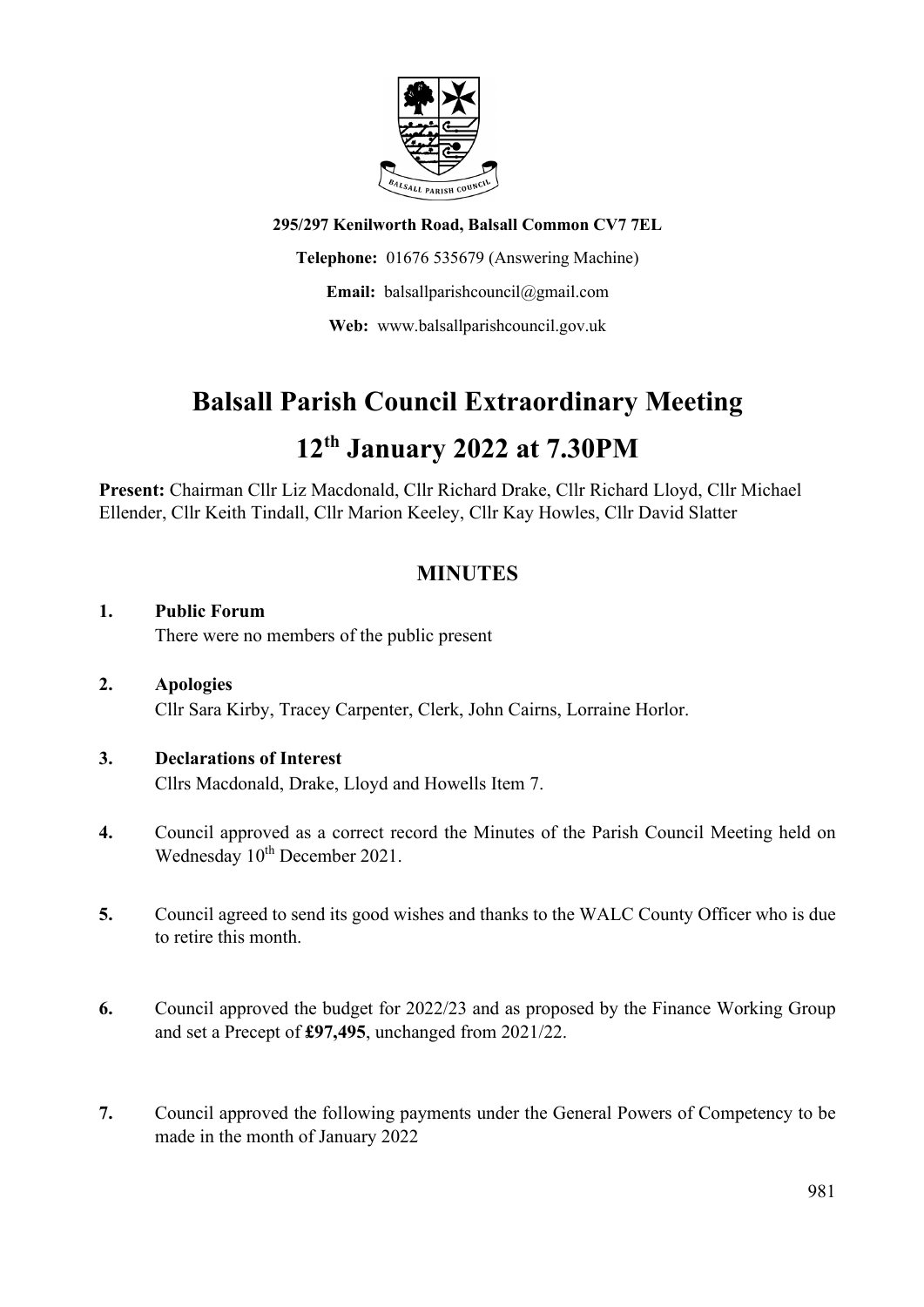**295/297 Kenilworth Road, Balsall Common CV7 7EL**

**Telephone:** 01676 535679 (Answering Machine)

**Email:** balsallparishcouncil@gmail.com

**Web:** www.balsallparishcouncil.gov.uk

# Balsall Parish Council Extraordinary Meeting

# 12th January 2022 at 7.30PM

**Present:** Chairman Cllr Liz Macdonald, Cllr Richard Drake, Cllr Richard Lloyd, Cllr Michael Ellender, Cllr Keith Tindall, Cllr Marion Keeley, Cllr Kay Howles, Cllr David Slatter

## MINUTES

1. **Public Forum**
   There were no members of the public present

2. **Apologies**
   Cllr Sara Kirby, Tracey Carpenter, Clerk, John Cairns, Lorraine Horlor.

3. **Declarations of Interest**
   Cllrs Macdonald, Drake, Lloyd and Howells Item 7.

4. Council approved as a correct record the Minutes of the Parish Council Meeting held on Wednesday 10th December 2021.

5. Council agreed to send its good wishes and thanks to the WALC County Officer who is due to retire this month.

6. Council approved the budget for 2022/23 and as proposed by the Finance Working Group and set a Precept of **£97,495**, unchanged from 2021/22.

7. Council approved the following payments under the General Powers of Competency to be made in the month of January 2022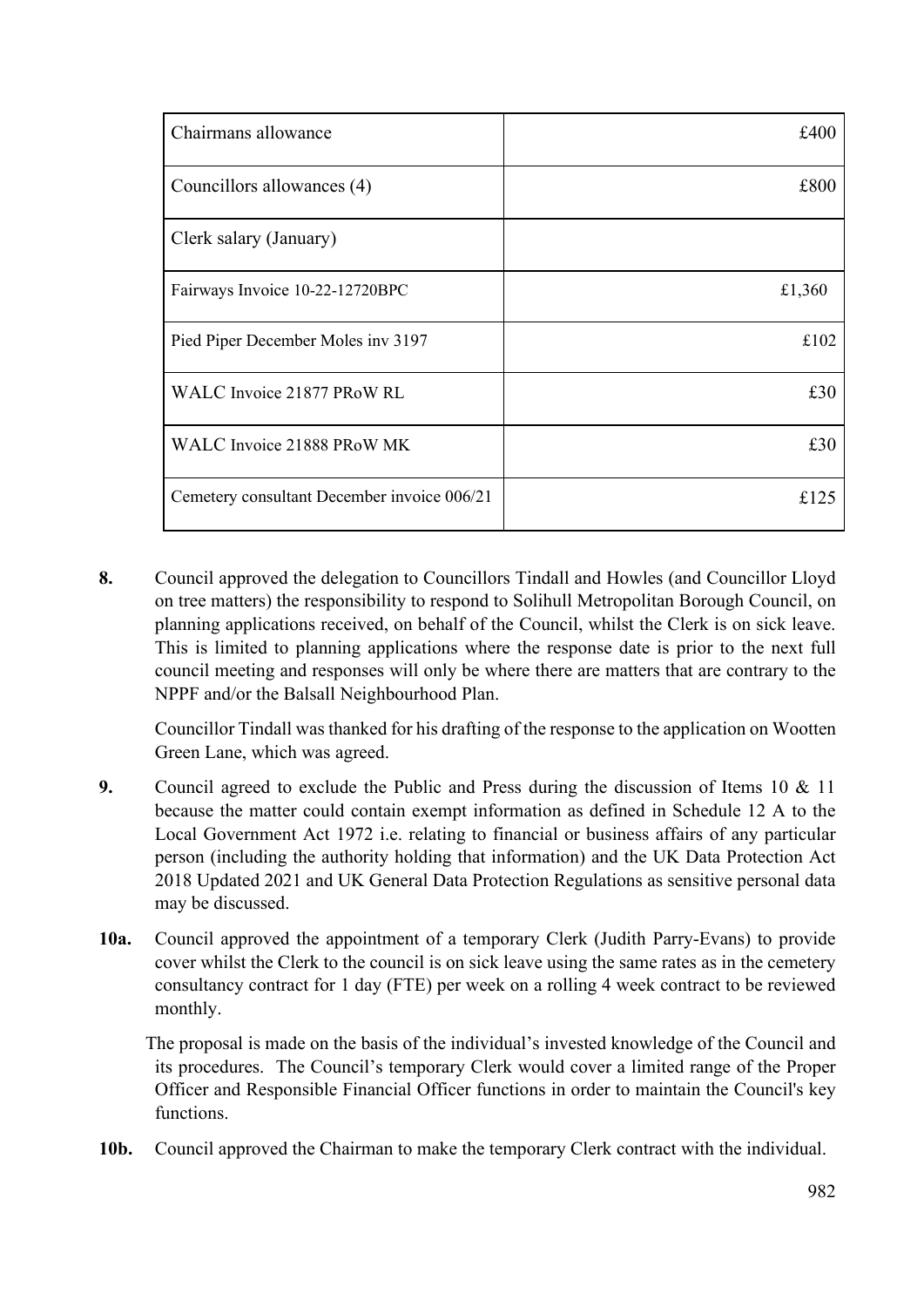| | |
|---|---|
| Chairmans allowance | £400 |
| Councillors allowances (4) | £800 |
| Clerk salary (January) | |
| Fairways Invoice 10-22-12720BPC | £1,360 |
| Pied Piper December Moles inv 3197 | £102 |
| WALC Invoice 21877 PRoW RL | £30 |
| WALC Invoice 21888 PRoW MK | £30 |
| Cemetery consultant December invoice 006/21 | £125 |

**8.** Council approved the delegation to Councillors Tindall and Howles (and Councillor Lloyd on tree matters) the responsibility to respond to Solihull Metropolitan Borough Council, on planning applications received, on behalf of the Council, whilst the Clerk is on sick leave. This is limited to planning applications where the response date is prior to the next full council meeting and responses will only be where there are matters that are contrary to the NPPF and/or the Balsall Neighbourhood Plan.

Councillor Tindall was thanked for his drafting of the response to the application on Wootten Green Lane, which was agreed.

**9.** Council agreed to exclude the Public and Press during the discussion of Items 10 & 11 because the matter could contain exempt information as defined in Schedule 12 A to the Local Government Act 1972 i.e. relating to financial or business affairs of any particular person (including the authority holding that information) and the UK Data Protection Act 2018 Updated 2021 and UK General Data Protection Regulations as sensitive personal data may be discussed.

**10a.** Council approved the appointment of a temporary Clerk (Judith Parry-Evans) to provide cover whilst the Clerk to the council is on sick leave using the same rates as in the cemetery consultancy contract for 1 day (FTE) per week on a rolling 4 week contract to be reviewed monthly.

The proposal is made on the basis of the individual's invested knowledge of the Council and its procedures. The Council's temporary Clerk would cover a limited range of the Proper Officer and Responsible Financial Officer functions in order to maintain the Council's key functions.

**10b.** Council approved the Chairman to make the temporary Clerk contract with the individual.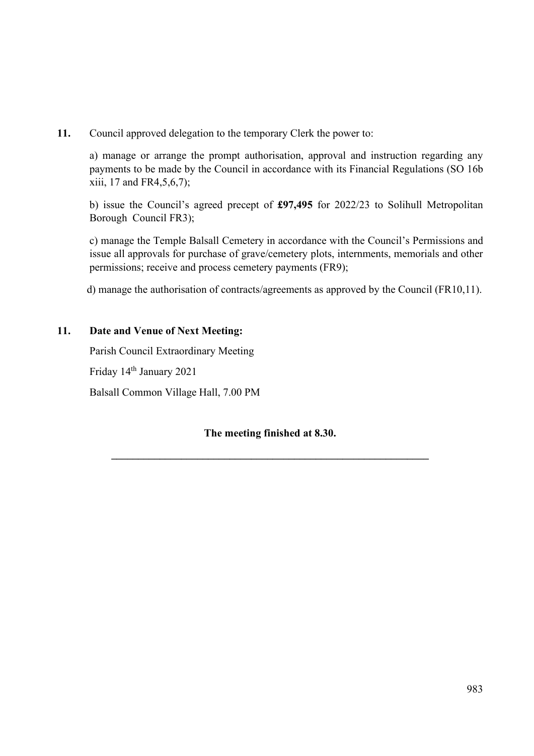**11.** Council approved delegation to the temporary Clerk the power to:

a) manage or arrange the prompt authorisation, approval and instruction regarding any payments to be made by the Council in accordance with its Financial Regulations (SO 16b xiii, 17 and FR4,5,6,7);

b) issue the Council's agreed precept of **£97,495** for 2022/23 to Solihull Metropolitan Borough Council FR3);

c) manage the Temple Balsall Cemetery in accordance with the Council's Permissions and issue all approvals for purchase of grave/cemetery plots, internments, memorials and other permissions; receive and process cemetery payments (FR9);

d) manage the authorisation of contracts/agreements as approved by the Council (FR10,11).

**11. Date and Venue of Next Meeting:**

Parish Council Extraordinary Meeting

Friday 14th January 2021

Balsall Common Village Hall, 7.00 PM

**The meeting finished at 8.30.**

---